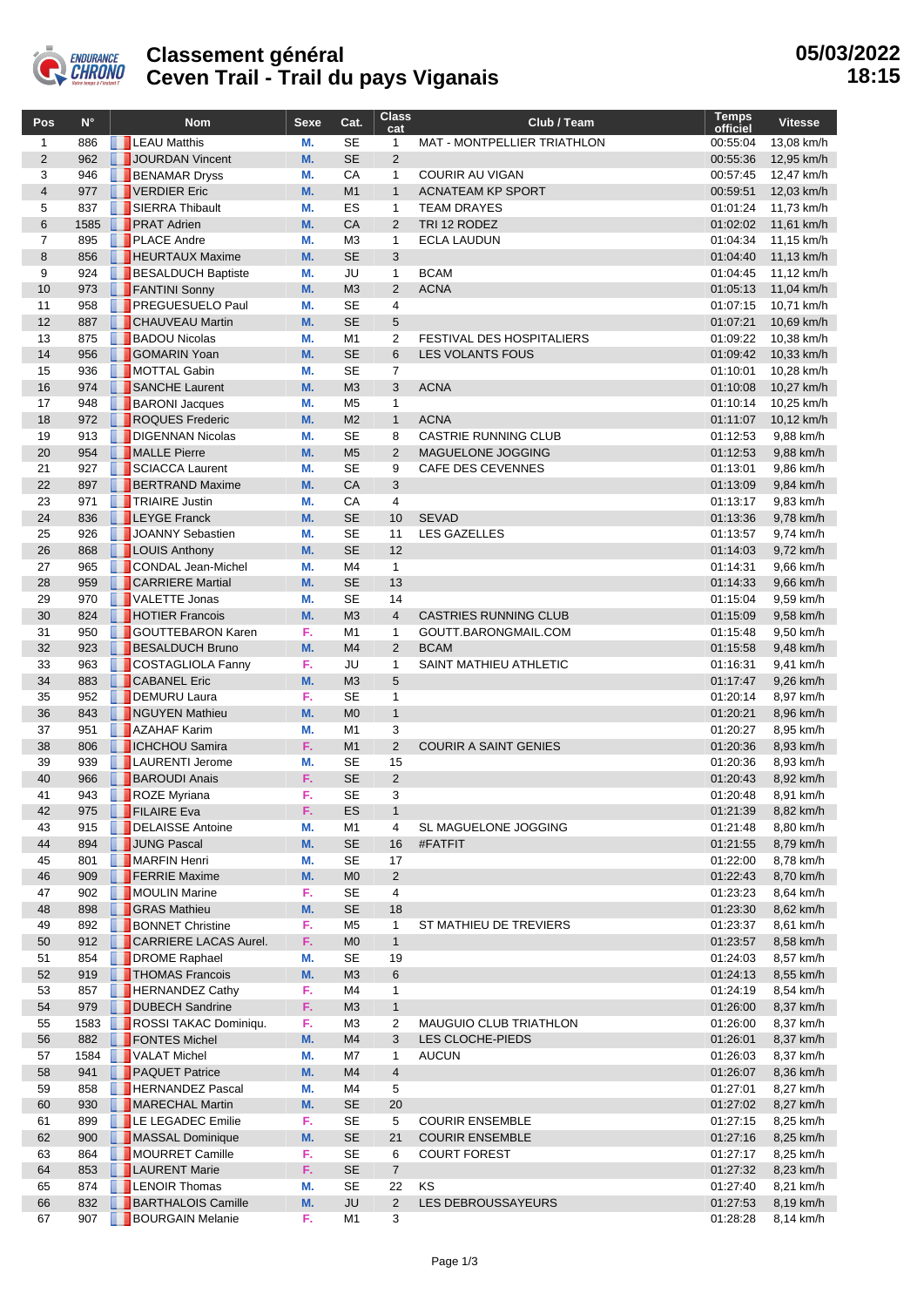# Classement général
## Ceven Trail - Trail du pays Viganais

**05/03/2022 18:15**

| Pos | N° | Nom | Sexe | Cat. | Class cat | Club / Team | Temps officiel | Vitesse |
|---|---|---|---|---|---|---|---|---|
| 1 | 886 | LEAU Matthis | M. | SE | 1 | MAT - MONTPELLIER TRIATHLON | 00:55:04 | 13,08 km/h |
| 2 | 962 | JOURDAN Vincent | M. | SE | 2 | | 00:55:36 | 12,95 km/h |
| 3 | 946 | BENAMAR Dryss | M. | CA | 1 | COURIR AU VIGAN | 00:57:45 | 12,47 km/h |
| 4 | 977 | VERDIER Eric | M. | M1 | 1 | ACNATEAM KP SPORT | 00:59:51 | 12,03 km/h |
| 5 | 837 | SIERRA Thibault | M. | ES | 1 | TEAM DRAYES | 01:01:24 | 11,73 km/h |
| 6 | 1585 | PRAT Adrien | M. | CA | 2 | TRI 12 RODEZ | 01:02:02 | 11,61 km/h |
| 7 | 895 | PLACE Andre | M. | M3 | 1 | ECLA LAUDUN | 01:04:34 | 11,15 km/h |
| 8 | 856 | HEURTAUX Maxime | M. | SE | 3 | | 01:04:40 | 11,13 km/h |
| 9 | 924 | BESALDUCH Baptiste | M. | JU | 1 | BCAM | 01:04:45 | 11,12 km/h |
| 10 | 973 | FANTINI Sonny | M. | M3 | 2 | ACNA | 01:05:13 | 11,04 km/h |
| 11 | 958 | PREGUESUELO Paul | M. | SE | 4 | | 01:07:15 | 10,71 km/h |
| 12 | 887 | CHAUVEAU Martin | M. | SE | 5 | | 01:07:21 | 10,69 km/h |
| 13 | 875 | BADOU Nicolas | M. | M1 | 2 | FESTIVAL DES HOSPITALIERS | 01:09:22 | 10,38 km/h |
| 14 | 956 | GOMARIN Yoan | M. | SE | 6 | LES VOLANTS FOUS | 01:09:42 | 10,33 km/h |
| 15 | 936 | MOTTAL Gabin | M. | SE | 7 | | 01:10:01 | 10,28 km/h |
| 16 | 974 | SANCHE Laurent | M. | M3 | 3 | ACNA | 01:10:08 | 10,27 km/h |
| 17 | 948 | BARONI Jacques | M. | M5 | 1 | | 01:10:14 | 10,25 km/h |
| 18 | 972 | ROQUES Frederic | M. | M2 | 1 | ACNA | 01:11:07 | 10,12 km/h |
| 19 | 913 | DIGENNAN Nicolas | M. | SE | 8 | CASTRIE RUNNING CLUB | 01:12:53 | 9,88 km/h |
| 20 | 954 | MALLE Pierre | M. | M5 | 2 | MAGUELONE JOGGING | 01:12:53 | 9,88 km/h |
| 21 | 927 | SCIACCA Laurent | M. | SE | 9 | CAFE DES CEVENNES | 01:13:01 | 9,86 km/h |
| 22 | 897 | BERTRAND Maxime | M. | CA | 3 | | 01:13:09 | 9,84 km/h |
| 23 | 971 | TRIAIRE Justin | M. | CA | 4 | | 01:13:17 | 9,83 km/h |
| 24 | 836 | LEYGE Franck | M. | SE | 10 | SEVAD | 01:13:36 | 9,78 km/h |
| 25 | 926 | JOANNY Sebastien | M. | SE | 11 | LES GAZELLES | 01:13:57 | 9,74 km/h |
| 26 | 868 | LOUIS Anthony | M. | SE | 12 | | 01:14:03 | 9,72 km/h |
| 27 | 965 | CONDAL Jean-Michel | M. | M4 | 1 | | 01:14:31 | 9,66 km/h |
| 28 | 959 | CARRIERE Martial | M. | SE | 13 | | 01:14:33 | 9,66 km/h |
| 29 | 970 | VALETTE Jonas | M. | SE | 14 | | 01:15:04 | 9,59 km/h |
| 30 | 824 | HOTIER Francois | M. | M3 | 4 | CASTRIES RUNNING CLUB | 01:15:09 | 9,58 km/h |
| 31 | 950 | GOUTTEBARON Karen | F. | M1 | 1 | GOUTT.BARONGMAIL.COM | 01:15:48 | 9,50 km/h |
| 32 | 923 | BESALDUCH Bruno | M. | M4 | 2 | BCAM | 01:15:58 | 9,48 km/h |
| 33 | 963 | COSTAGLIOLA Fanny | F. | JU | 1 | SAINT MATHIEU ATHLETIC | 01:16:31 | 9,41 km/h |
| 34 | 883 | CABANEL Eric | M. | M3 | 5 | | 01:17:47 | 9,26 km/h |
| 35 | 952 | DEMURU Laura | F. | SE | 1 | | 01:20:14 | 8,97 km/h |
| 36 | 843 | NGUYEN Mathieu | M. | M0 | 1 | | 01:20:21 | 8,96 km/h |
| 37 | 951 | AZAHAF Karim | M. | M1 | 3 | | 01:20:27 | 8,95 km/h |
| 38 | 806 | ICHCHOU Samira | F. | M1 | 2 | COURIR A SAINT GENIES | 01:20:36 | 8,93 km/h |
| 39 | 939 | LAURENTI Jerome | M. | SE | 15 | | 01:20:36 | 8,93 km/h |
| 40 | 966 | BAROUDI Anais | F. | SE | 2 | | 01:20:43 | 8,92 km/h |
| 41 | 943 | ROZE Myriana | F. | SE | 3 | | 01:20:48 | 8,91 km/h |
| 42 | 975 | FILAIRE Eva | F. | ES | 1 | | 01:21:39 | 8,82 km/h |
| 43 | 915 | DELAISSE Antoine | M. | M1 | 4 | SL MAGUELONE JOGGING | 01:21:48 | 8,80 km/h |
| 44 | 894 | JUNG Pascal | M. | SE | 16 | #FATFIT | 01:21:55 | 8,79 km/h |
| 45 | 801 | MARFIN Henri | M. | SE | 17 | | 01:22:00 | 8,78 km/h |
| 46 | 909 | FERRIE Maxime | M. | M0 | 2 | | 01:22:43 | 8,70 km/h |
| 47 | 902 | MOULIN Marine | F. | SE | 4 | | 01:23:23 | 8,64 km/h |
| 48 | 898 | GRAS Mathieu | M. | SE | 18 | | 01:23:30 | 8,62 km/h |
| 49 | 892 | BONNET Christine | F. | M5 | 1 | ST MATHIEU DE TREVIERS | 01:23:37 | 8,61 km/h |
| 50 | 912 | CARRIERE LACAS Aurel. | F. | M0 | 1 | | 01:23:57 | 8,58 km/h |
| 51 | 854 | DROME Raphael | M. | SE | 19 | | 01:24:03 | 8,57 km/h |
| 52 | 919 | THOMAS Francois | M. | M3 | 6 | | 01:24:13 | 8,55 km/h |
| 53 | 857 | HERNANDEZ Cathy | F. | M4 | 1 | | 01:24:19 | 8,54 km/h |
| 54 | 979 | DUBECH Sandrine | F. | M3 | 1 | | 01:26:00 | 8,37 km/h |
| 55 | 1583 | ROSSI TAKAC Dominiqu. | F. | M3 | 2 | MAUGUIO CLUB TRIATHLON | 01:26:00 | 8,37 km/h |
| 56 | 882 | FONTES Michel | M. | M4 | 3 | LES CLOCHE-PIEDS | 01:26:01 | 8,37 km/h |
| 57 | 1584 | VALAT Michel | M. | M7 | 1 | AUCUN | 01:26:03 | 8,37 km/h |
| 58 | 941 | PAQUET Patrice | M. | M4 | 4 | | 01:26:07 | 8,36 km/h |
| 59 | 858 | HERNANDEZ Pascal | M. | M4 | 5 | | 01:27:01 | 8,27 km/h |
| 60 | 930 | MARECHAL Martin | M. | SE | 20 | | 01:27:02 | 8,27 km/h |
| 61 | 899 | LE LEGADEC Emilie | F. | SE | 5 | COURIR ENSEMBLE | 01:27:15 | 8,25 km/h |
| 62 | 900 | MASSAL Dominique | M. | SE | 21 | COURIR ENSEMBLE | 01:27:16 | 8,25 km/h |
| 63 | 864 | MOURRET Camille | F. | SE | 6 | COURT FOREST | 01:27:17 | 8,25 km/h |
| 64 | 853 | LAURENT Marie | F. | SE | 7 | | 01:27:32 | 8,23 km/h |
| 65 | 874 | LENOIR Thomas | M. | SE | 22 | KS | 01:27:40 | 8,21 km/h |
| 66 | 832 | BARTHALOIS Camille | M. | JU | 2 | LES DEBROUSSAYEURS | 01:27:53 | 8,19 km/h |
| 67 | 907 | BOURGAIN Melanie | F. | M1 | 3 | | 01:28:28 | 8,14 km/h |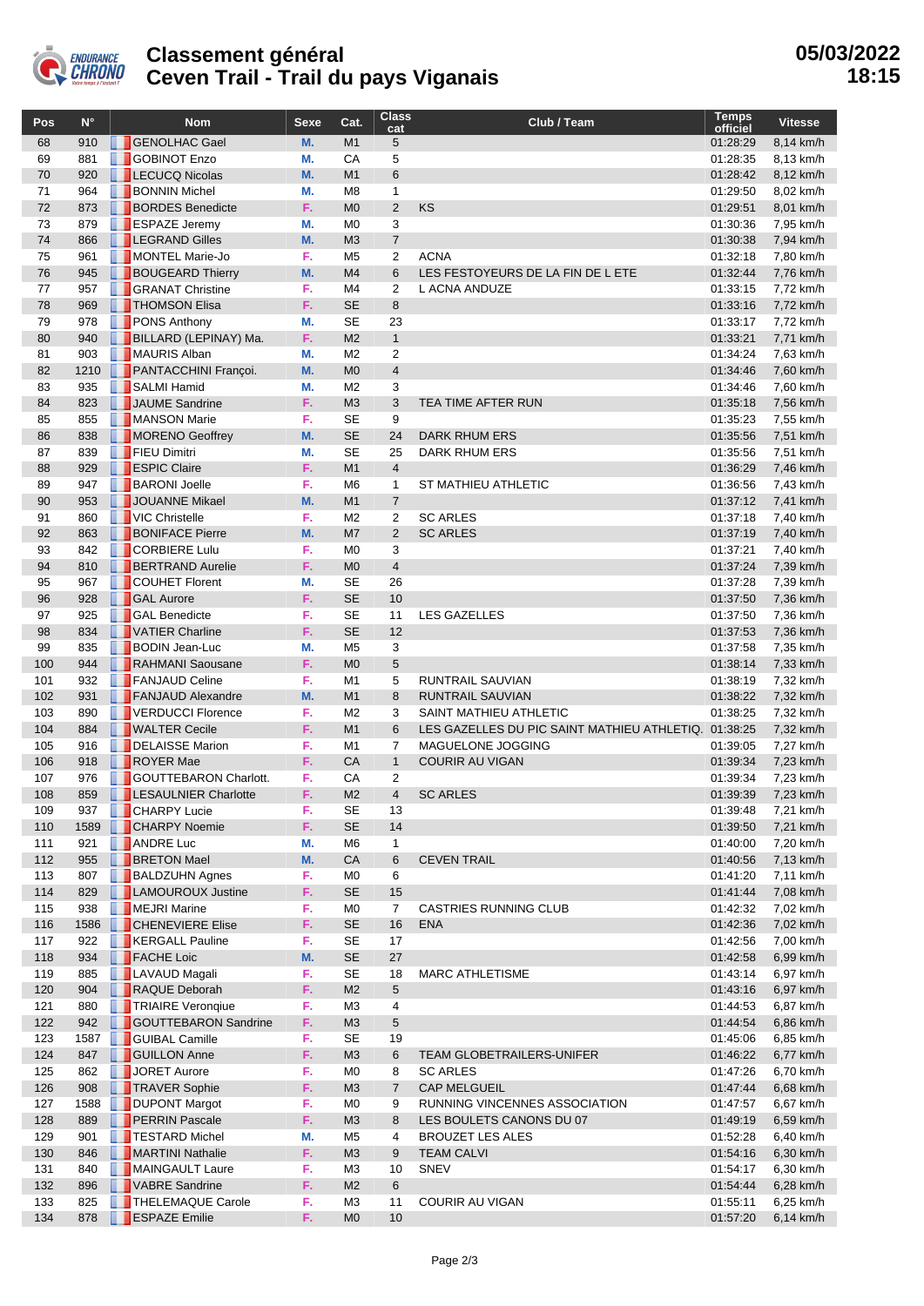# Classement général
# Ceven Trail - Trail du pays Viganais

**05/03/2022 18:15**

| Pos | N° | Nom | Sexe | Cat. | Class cat | Club / Team | Temps officiel | Vitesse |
|---|---|---|---|---|---|---|---|---|
| 68 | 910 | GENOLHAC Gael | M. | M1 | 5 | | 01:28:29 | 8,14 km/h |
| 69 | 881 | GOBINOT Enzo | M. | CA | 5 | | 01:28:35 | 8,13 km/h |
| 70 | 920 | LECUCQ Nicolas | M. | M1 | 6 | | 01:28:42 | 8,12 km/h |
| 71 | 964 | BONNIN Michel | M. | M8 | 1 | | 01:29:50 | 8,02 km/h |
| 72 | 873 | BORDES Benedicte | F. | M0 | 2 | KS | 01:29:51 | 8,01 km/h |
| 73 | 879 | ESPAZE Jeremy | M. | M0 | 3 | | 01:30:36 | 7,95 km/h |
| 74 | 866 | LEGRAND Gilles | M. | M3 | 7 | | 01:30:38 | 7,94 km/h |
| 75 | 961 | MONTEL Marie-Jo | F. | M5 | 2 | ACNA | 01:32:18 | 7,80 km/h |
| 76 | 945 | BOUGEARD Thierry | M. | M4 | 6 | LES FESTOYEURS DE LA FIN DE L ETE | 01:32:44 | 7,76 km/h |
| 77 | 957 | GRANAT Christine | F. | M4 | 2 | L ACNA ANDUZE | 01:33:15 | 7,72 km/h |
| 78 | 969 | THOMSON Elisa | F. | SE | 8 | | 01:33:16 | 7,72 km/h |
| 79 | 978 | PONS Anthony | M. | SE | 23 | | 01:33:17 | 7,72 km/h |
| 80 | 940 | BILLARD (LEPINAY) Ma. | F. | M2 | 1 | | 01:33:21 | 7,71 km/h |
| 81 | 903 | MAURIS Alban | M. | M2 | 2 | | 01:34:24 | 7,63 km/h |
| 82 | 1210 | PANTACCHINI Françoi. | M. | M0 | 4 | | 01:34:46 | 7,60 km/h |
| 83 | 935 | SALMI Hamid | M. | M2 | 3 | | 01:34:46 | 7,60 km/h |
| 84 | 823 | JAUME Sandrine | F. | M3 | 3 | TEA TIME AFTER RUN | 01:35:18 | 7,56 km/h |
| 85 | 855 | MANSON Marie | F. | SE | 9 | | 01:35:23 | 7,55 km/h |
| 86 | 838 | MORENO Geoffrey | M. | SE | 24 | DARK RHUM ERS | 01:35:56 | 7,51 km/h |
| 87 | 839 | FIEU Dimitri | M. | SE | 25 | DARK RHUM ERS | 01:35:56 | 7,51 km/h |
| 88 | 929 | ESPIC Claire | F. | M1 | 4 | | 01:36:29 | 7,46 km/h |
| 89 | 947 | BARONI Joelle | F. | M6 | 1 | ST MATHIEU ATHLETIC | 01:36:56 | 7,43 km/h |
| 90 | 953 | JOUANNE Mikael | M. | M1 | 7 | | 01:37:12 | 7,41 km/h |
| 91 | 860 | VIC Christelle | F. | M2 | 2 | SC ARLES | 01:37:18 | 7,40 km/h |
| 92 | 863 | BONIFACE Pierre | M. | M7 | 2 | SC ARLES | 01:37:19 | 7,40 km/h |
| 93 | 842 | CORBIERE Lulu | F. | M0 | 3 | | 01:37:21 | 7,40 km/h |
| 94 | 810 | BERTRAND Aurelie | F. | M0 | 4 | | 01:37:24 | 7,39 km/h |
| 95 | 967 | COUHET Florent | M. | SE | 26 | | 01:37:28 | 7,39 km/h |
| 96 | 928 | GAL Aurore | F. | SE | 10 | | 01:37:50 | 7,36 km/h |
| 97 | 925 | GAL Benedicte | F. | SE | 11 | LES GAZELLES | 01:37:50 | 7,36 km/h |
| 98 | 834 | VATIER Charline | F. | SE | 12 | | 01:37:53 | 7,36 km/h |
| 99 | 835 | BODIN Jean-Luc | M. | M5 | 3 | | 01:37:58 | 7,35 km/h |
| 100 | 944 | RAHMANI Saousane | F. | M0 | 5 | | 01:38:14 | 7,33 km/h |
| 101 | 932 | FANJAUD Celine | F. | M1 | 5 | RUNTRAIL SAUVIAN | 01:38:19 | 7,32 km/h |
| 102 | 931 | FANJAUD Alexandre | M. | M1 | 8 | RUNTRAIL SAUVIAN | 01:38:22 | 7,32 km/h |
| 103 | 890 | VERDUCCI Florence | F. | M2 | 3 | SAINT MATHIEU ATHLETIC | 01:38:25 | 7,32 km/h |
| 104 | 884 | WALTER Cecile | F. | M1 | 6 | LES GAZELLES DU PIC SAINT MATHIEU ATHLETIQ. | 01:38:25 | 7,32 km/h |
| 105 | 916 | DELAISSE Marion | F. | M1 | 7 | MAGUELONE JOGGING | 01:39:05 | 7,27 km/h |
| 106 | 918 | ROYER Mae | F. | CA | 1 | COURIR AU VIGAN | 01:39:34 | 7,23 km/h |
| 107 | 976 | GOUTTEBARON Charlott. | F. | CA | 2 | | 01:39:34 | 7,23 km/h |
| 108 | 859 | LESAULNIER Charlotte | F. | M2 | 4 | SC ARLES | 01:39:39 | 7,23 km/h |
| 109 | 937 | CHARPY Lucie | F. | SE | 13 | | 01:39:48 | 7,21 km/h |
| 110 | 1589 | CHARPY Noemie | F. | SE | 14 | | 01:39:50 | 7,21 km/h |
| 111 | 921 | ANDRE Luc | M. | M6 | 1 | | 01:40:00 | 7,20 km/h |
| 112 | 955 | BRETON Mael | M. | CA | 6 | CEVEN TRAIL | 01:40:56 | 7,13 km/h |
| 113 | 807 | BALDZUHN Agnes | F. | M0 | 6 | | 01:41:20 | 7,11 km/h |
| 114 | 829 | LAMOUROUX Justine | F. | SE | 15 | | 01:41:44 | 7,08 km/h |
| 115 | 938 | MEJRI Marine | F. | M0 | 7 | CASTRIES RUNNING CLUB | 01:42:32 | 7,02 km/h |
| 116 | 1586 | CHENEVIERE Elise | F. | SE | 16 | ENA | 01:42:36 | 7,02 km/h |
| 117 | 922 | KERGALL Pauline | F. | SE | 17 | | 01:42:56 | 7,00 km/h |
| 118 | 934 | FACHE Loic | M. | SE | 27 | | 01:42:58 | 6,99 km/h |
| 119 | 885 | LAVAUD Magali | F. | SE | 18 | MARC ATHLETISME | 01:43:14 | 6,97 km/h |
| 120 | 904 | RAQUE Deborah | F. | M2 | 5 | | 01:43:16 | 6,97 km/h |
| 121 | 880 | TRIAIRE Veronqiue | F. | M3 | 4 | | 01:44:53 | 6,87 km/h |
| 122 | 942 | GOUTTEBARON Sandrine | F. | M3 | 5 | | 01:44:54 | 6,86 km/h |
| 123 | 1587 | GUIBAL Camille | F. | SE | 19 | | 01:45:06 | 6,85 km/h |
| 124 | 847 | GUILLON Anne | F. | M3 | 6 | TEAM GLOBETRAILERS-UNIFER | 01:46:22 | 6,77 km/h |
| 125 | 862 | JORET Aurore | F. | M0 | 8 | SC ARLES | 01:47:26 | 6,70 km/h |
| 126 | 908 | TRAVER Sophie | F. | M3 | 7 | CAP MELGUEIL | 01:47:44 | 6,68 km/h |
| 127 | 1588 | DUPONT Margot | F. | M0 | 9 | RUNNING VINCENNES ASSOCIATION | 01:47:57 | 6,67 km/h |
| 128 | 889 | PERRIN Pascale | F. | M3 | 8 | LES BOULETS CANONS DU 07 | 01:49:19 | 6,59 km/h |
| 129 | 901 | TESTARD Michel | M. | M5 | 4 | BROUZET LES ALES | 01:52:28 | 6,40 km/h |
| 130 | 846 | MARTINI Nathalie | F. | M3 | 9 | TEAM CALVI | 01:54:16 | 6,30 km/h |
| 131 | 840 | MAINGAULT Laure | F. | M3 | 10 | SNEV | 01:54:17 | 6,30 km/h |
| 132 | 896 | VABRE Sandrine | F. | M2 | 6 | | 01:54:44 | 6,28 km/h |
| 133 | 825 | THELEMAQUE Carole | F. | M3 | 11 | COURIR AU VIGAN | 01:55:11 | 6,25 km/h |
| 134 | 878 | ESPAZE Emilie | F. | M0 | 10 | | 01:57:20 | 6,14 km/h |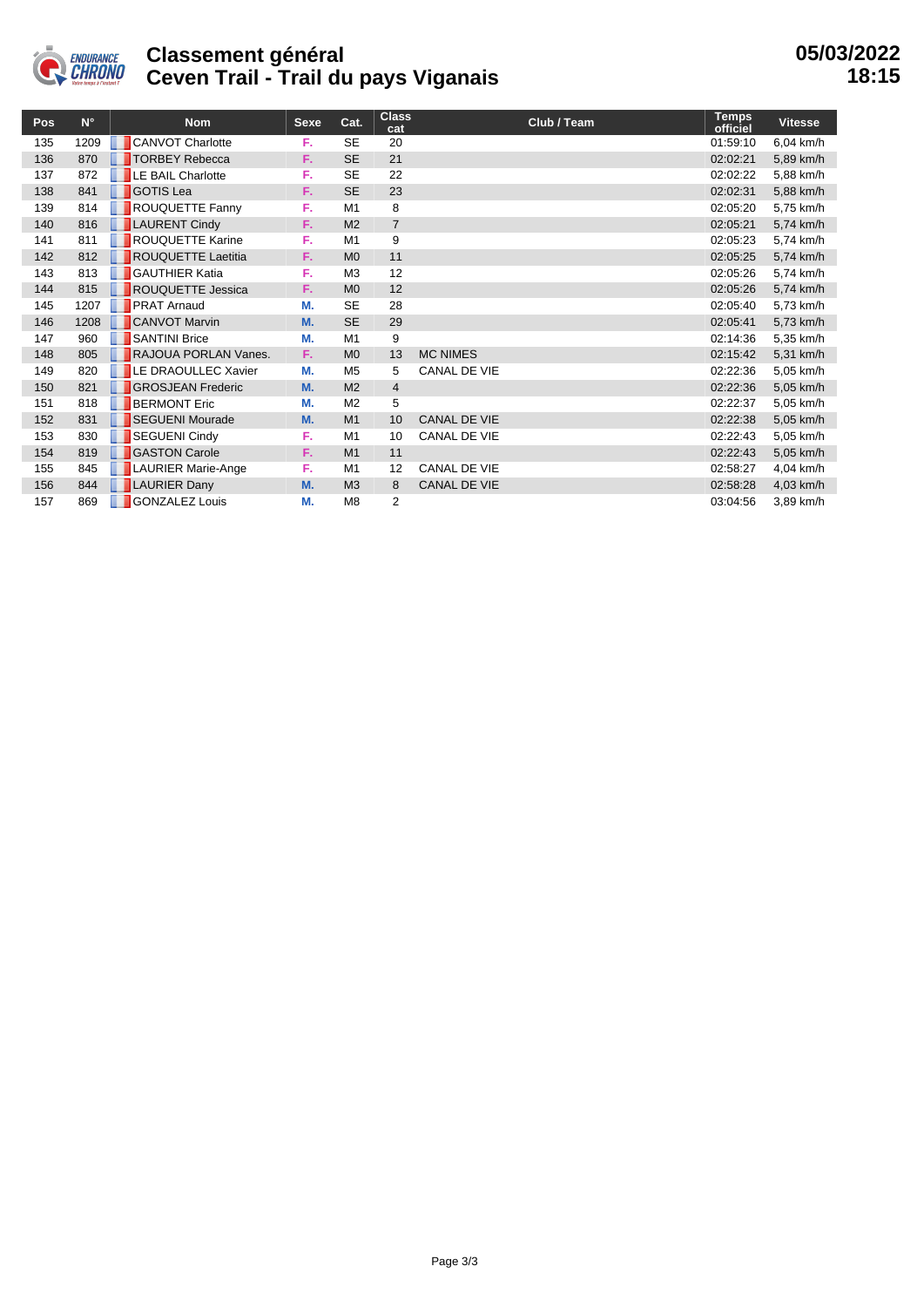# Classement général
# Ceven Trail - Trail du pays Viganais

**05/03/2022 18:15**

| Pos | N° | Nom | Sexe | Cat. | Class cat | Club / Team | Temps officiel | Vitesse |
|---|---|---|---|---|---|---|---|---|
| 135 | 1209 | CANVOT Charlotte | F. | SE | 20 | | 01:59:10 | 6,04 km/h |
| 136 | 870 | TORBEY Rebecca | F. | SE | 21 | | 02:02:21 | 5,89 km/h |
| 137 | 872 | LE BAIL Charlotte | F. | SE | 22 | | 02:02:22 | 5,88 km/h |
| 138 | 841 | GOTIS Lea | F. | SE | 23 | | 02:02:31 | 5,88 km/h |
| 139 | 814 | ROUQUETTE Fanny | F. | M1 | 8 | | 02:05:20 | 5,75 km/h |
| 140 | 816 | LAURENT Cindy | F. | M2 | 7 | | 02:05:21 | 5,74 km/h |
| 141 | 811 | ROUQUETTE Karine | F. | M1 | 9 | | 02:05:23 | 5,74 km/h |
| 142 | 812 | ROUQUETTE Laetitia | F. | M0 | 11 | | 02:05:25 | 5,74 km/h |
| 143 | 813 | GAUTHIER Katia | F. | M3 | 12 | | 02:05:26 | 5,74 km/h |
| 144 | 815 | ROUQUETTE Jessica | F. | M0 | 12 | | 02:05:26 | 5,74 km/h |
| 145 | 1207 | PRAT Arnaud | M. | SE | 28 | | 02:05:40 | 5,73 km/h |
| 146 | 1208 | CANVOT Marvin | M. | SE | 29 | | 02:05:41 | 5,73 km/h |
| 147 | 960 | SANTINI Brice | M. | M1 | 9 | | 02:14:36 | 5,35 km/h |
| 148 | 805 | RAJOUA PORLAN Vanes. | F. | M0 | 13 | MC NIMES | 02:15:42 | 5,31 km/h |
| 149 | 820 | LE DRAOULLEC Xavier | M. | M5 | 5 | CANAL DE VIE | 02:22:36 | 5,05 km/h |
| 150 | 821 | GROSJEAN Frederic | M. | M2 | 4 | | 02:22:36 | 5,05 km/h |
| 151 | 818 | BERMONT Eric | M. | M2 | 5 | | 02:22:37 | 5,05 km/h |
| 152 | 831 | SEGUENI Mourade | M. | M1 | 10 | CANAL DE VIE | 02:22:38 | 5,05 km/h |
| 153 | 830 | SEGUENI Cindy | F. | M1 | 10 | CANAL DE VIE | 02:22:43 | 5,05 km/h |
| 154 | 819 | GASTON Carole | F. | M1 | 11 | | 02:22:43 | 5,05 km/h |
| 155 | 845 | LAURIER Marie-Ange | F. | M1 | 12 | CANAL DE VIE | 02:58:27 | 4,04 km/h |
| 156 | 844 | LAURIER Dany | M. | M3 | 8 | CANAL DE VIE | 02:58:28 | 4,03 km/h |
| 157 | 869 | GONZALEZ Louis | M. | M8 | 2 | | 03:04:56 | 3,89 km/h |